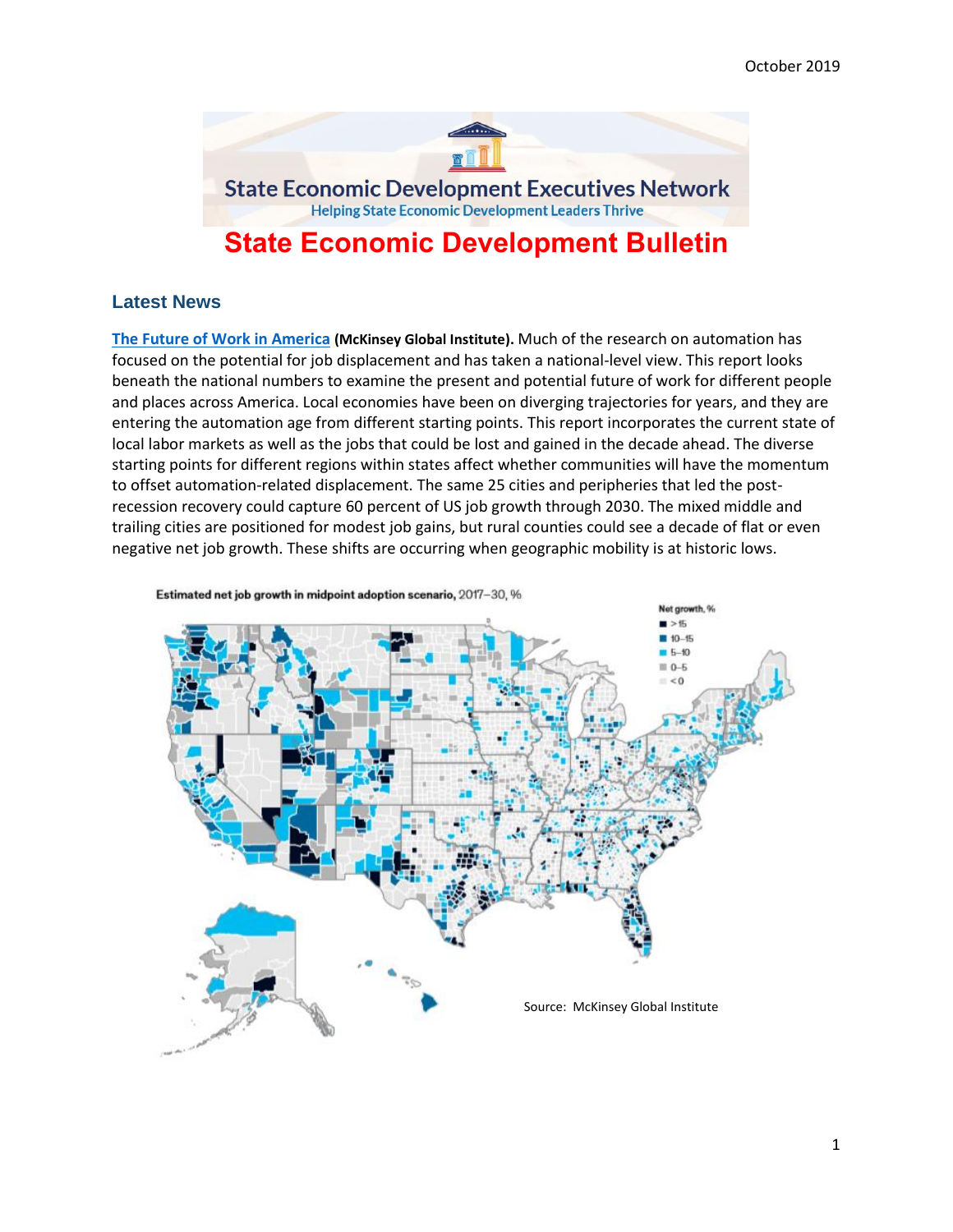October 2019

# State Economic Development Executives Network

Helping State Economic Development Leaders Thrive

# State Economic Development Bulletin

## Latest News

**The Future of Work in America (McKinsey Global Institute).** Much of the research on automation has focused on the potential for job displacement and has taken a national-level view. This report looks beneath the national numbers to examine the present and potential future of work for different people and places across America. Local economies have been on diverging trajectories for years, and they are entering the automation age from different starting points. This report incorporates the current state of local labor markets as well as the jobs that could be lost and gained in the decade ahead. The diverse starting points for different regions within states affect whether communities will have the momentum to offset automation-related displacement. The same 25 cities and peripheries that led the post-recession recovery could capture 60 percent of US job growth through 2030. The mixed middle and trailing cities are positioned for modest job gains, but rural counties could see a decade of flat or even negative net job growth. These shifts are occurring when geographic mobility is at historic lows.

Estimated net job growth in midpoint adoption scenario, 2017–30, %

Net growth, %
- >15
- 10–15
- 5–10
- 0–5
- <0

Source: McKinsey Global Institute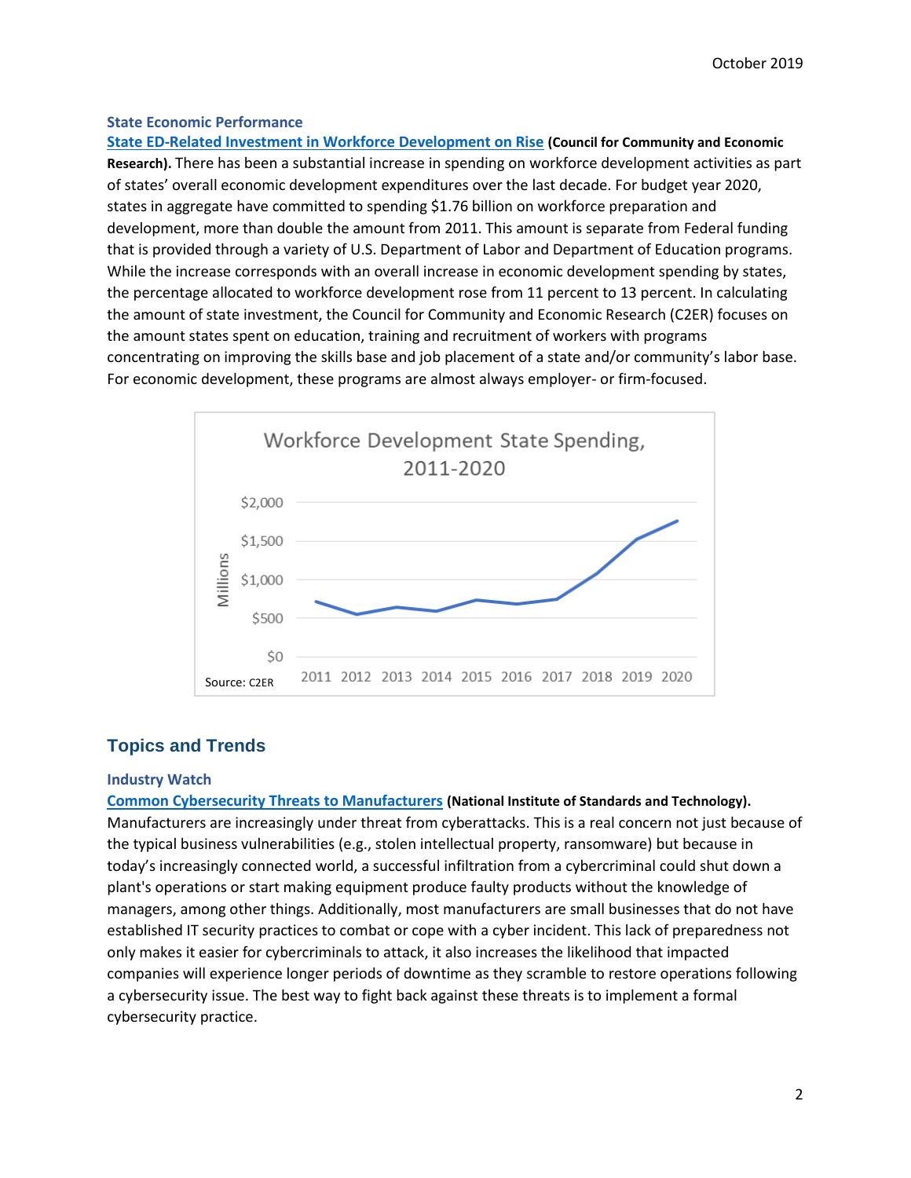### State Economic Performance

**State ED-Related Investment in Workforce Development on Rise (Council for Community and Economic Research).** There has been a substantial increase in spending on workforce development activities as part of states' overall economic development expenditures over the last decade. For budget year 2020, states in aggregate have committed to spending $1.76 billion on workforce preparation and development, more than double the amount from 2011. This amount is separate from Federal funding that is provided through a variety of U.S. Department of Labor and Department of Education programs. While the increase corresponds with an overall increase in economic development spending by states, the percentage allocated to workforce development rose from 11 percent to 13 percent. In calculating the amount of state investment, the Council for Community and Economic Research (C2ER) focuses on the amount states spent on education, training and recruitment of workers with programs concentrating on improving the skills base and job placement of a state and/or community's labor base. For economic development, these programs are almost always employer- or firm-focused.

Workforce Development State Spending, 2011-2020

Source: C2ER

## Topics and Trends

### Industry Watch

**Common Cybersecurity Threats to Manufacturers (National Institute of Standards and Technology).** Manufacturers are increasingly under threat from cyberattacks. This is a real concern not just because of the typical business vulnerabilities (e.g., stolen intellectual property, ransomware) but because in today's increasingly connected world, a successful infiltration from a cybercriminal could shut down a plant's operations or start making equipment produce faulty products without the knowledge of managers, among other things. Additionally, most manufacturers are small businesses that do not have established IT security practices to combat or cope with a cyber incident. This lack of preparedness not only makes it easier for cybercriminals to attack, it also increases the likelihood that impacted companies will experience longer periods of downtime as they scramble to restore operations following a cybersecurity issue. The best way to fight back against these threats is to implement a formal cybersecurity practice.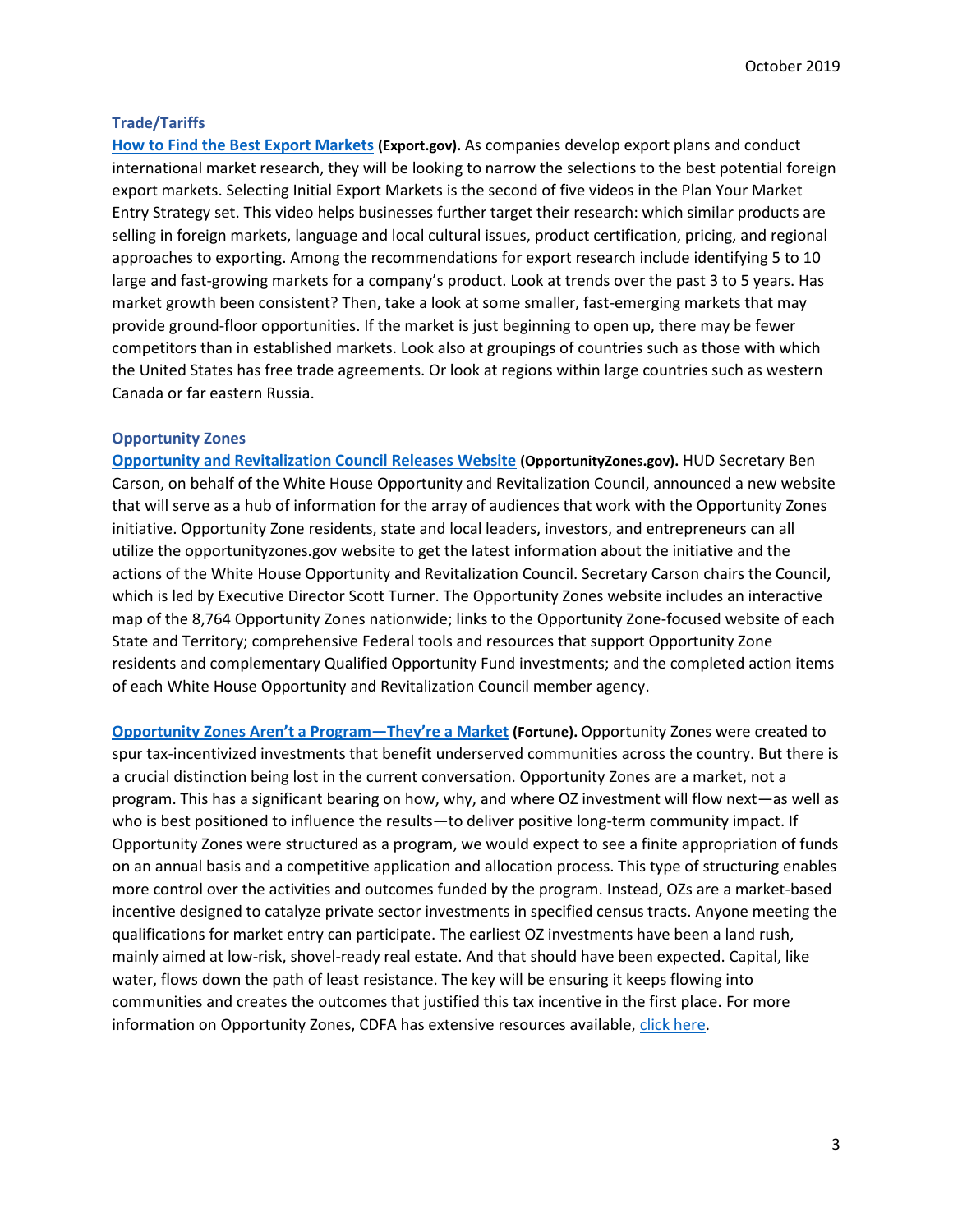### Trade/Tariffs

**How to Find the Best Export Markets** **(Export.gov).** As companies develop export plans and conduct international market research, they will be looking to narrow the selections to the best potential foreign export markets. Selecting Initial Export Markets is the second of five videos in the Plan Your Market Entry Strategy set. This video helps businesses further target their research: which similar products are selling in foreign markets, language and local cultural issues, product certification, pricing, and regional approaches to exporting. Among the recommendations for export research include identifying 5 to 10 large and fast-growing markets for a company's product. Look at trends over the past 3 to 5 years. Has market growth been consistent? Then, take a look at some smaller, fast-emerging markets that may provide ground-floor opportunities. If the market is just beginning to open up, there may be fewer competitors than in established markets. Look also at groupings of countries such as those with which the United States has free trade agreements. Or look at regions within large countries such as western Canada or far eastern Russia.

### Opportunity Zones

**Opportunity and Revitalization Council Releases Website** **(OpportunityZones.gov).** HUD Secretary Ben Carson, on behalf of the White House Opportunity and Revitalization Council, announced a new website that will serve as a hub of information for the array of audiences that work with the Opportunity Zones initiative. Opportunity Zone residents, state and local leaders, investors, and entrepreneurs can all utilize the opportunityzones.gov website to get the latest information about the initiative and the actions of the White House Opportunity and Revitalization Council. Secretary Carson chairs the Council, which is led by Executive Director Scott Turner. The Opportunity Zones website includes an interactive map of the 8,764 Opportunity Zones nationwide; links to the Opportunity Zone-focused website of each State and Territory; comprehensive Federal tools and resources that support Opportunity Zone residents and complementary Qualified Opportunity Fund investments; and the completed action items of each White House Opportunity and Revitalization Council member agency.

**Opportunity Zones Aren't a Program—They're a Market** **(Fortune).** Opportunity Zones were created to spur tax-incentivized investments that benefit underserved communities across the country. But there is a crucial distinction being lost in the current conversation. Opportunity Zones are a market, not a program. This has a significant bearing on how, why, and where OZ investment will flow next—as well as who is best positioned to influence the results—to deliver positive long-term community impact. If Opportunity Zones were structured as a program, we would expect to see a finite appropriation of funds on an annual basis and a competitive application and allocation process. This type of structuring enables more control over the activities and outcomes funded by the program. Instead, OZs are a market-based incentive designed to catalyze private sector investments in specified census tracts. Anyone meeting the qualifications for market entry can participate. The earliest OZ investments have been a land rush, mainly aimed at low-risk, shovel-ready real estate. And that should have been expected. Capital, like water, flows down the path of least resistance. The key will be ensuring it keeps flowing into communities and creates the outcomes that justified this tax incentive in the first place. For more information on Opportunity Zones, CDFA has extensive resources available, click here.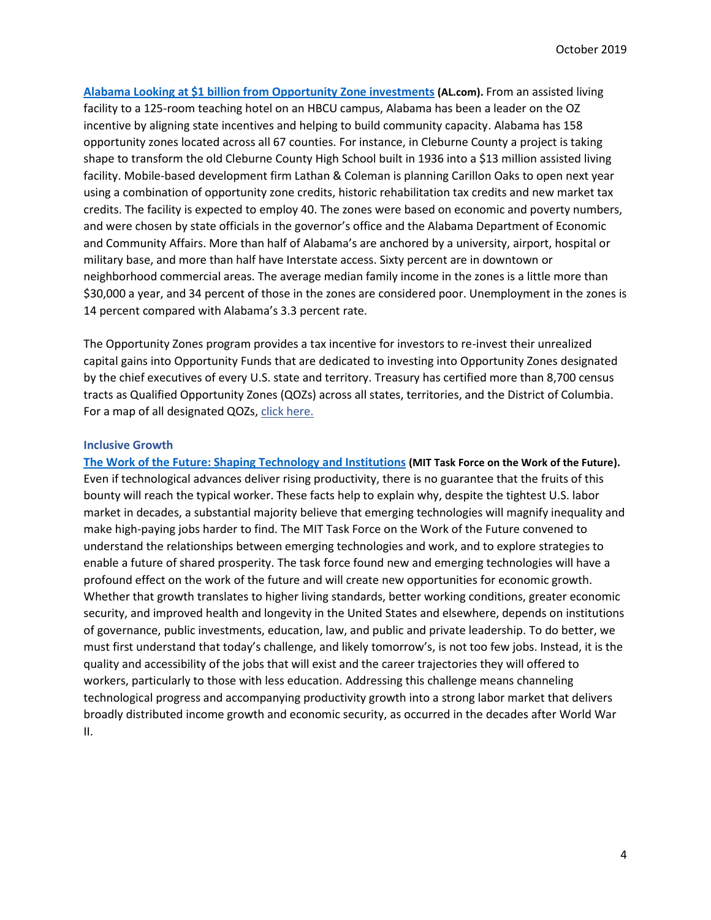**Alabama Looking at $1 billion from Opportunity Zone investments (AL.com).** From an assisted living facility to a 125-room teaching hotel on an HBCU campus, Alabama has been a leader on the OZ incentive by aligning state incentives and helping to build community capacity. Alabama has 158 opportunity zones located across all 67 counties. For instance, in Cleburne County a project is taking shape to transform the old Cleburne County High School built in 1936 into a $13 million assisted living facility. Mobile-based development firm Lathan & Coleman is planning Carillon Oaks to open next year using a combination of opportunity zone credits, historic rehabilitation tax credits and new market tax credits. The facility is expected to employ 40. The zones were based on economic and poverty numbers, and were chosen by state officials in the governor's office and the Alabama Department of Economic and Community Affairs. More than half of Alabama's are anchored by a university, airport, hospital or military base, and more than half have Interstate access. Sixty percent are in downtown or neighborhood commercial areas. The average median family income in the zones is a little more than $30,000 a year, and 34 percent of those in the zones are considered poor. Unemployment in the zones is 14 percent compared with Alabama's 3.3 percent rate.

The Opportunity Zones program provides a tax incentive for investors to re-invest their unrealized capital gains into Opportunity Funds that are dedicated to investing into Opportunity Zones designated by the chief executives of every U.S. state and territory. Treasury has certified more than 8,700 census tracts as Qualified Opportunity Zones (QOZs) across all states, territories, and the District of Columbia. For a map of all designated QOZs, click here.

### Inclusive Growth

**The Work of the Future: Shaping Technology and Institutions (MIT Task Force on the Work of the Future).** Even if technological advances deliver rising productivity, there is no guarantee that the fruits of this bounty will reach the typical worker. These facts help to explain why, despite the tightest U.S. labor market in decades, a substantial majority believe that emerging technologies will magnify inequality and make high-paying jobs harder to find. The MIT Task Force on the Work of the Future convened to understand the relationships between emerging technologies and work, and to explore strategies to enable a future of shared prosperity. The task force found new and emerging technologies will have a profound effect on the work of the future and will create new opportunities for economic growth. Whether that growth translates to higher living standards, better working conditions, greater economic security, and improved health and longevity in the United States and elsewhere, depends on institutions of governance, public investments, education, law, and public and private leadership. To do better, we must first understand that today's challenge, and likely tomorrow's, is not too few jobs. Instead, it is the quality and accessibility of the jobs that will exist and the career trajectories they will offered to workers, particularly to those with less education. Addressing this challenge means channeling technological progress and accompanying productivity growth into a strong labor market that delivers broadly distributed income growth and economic security, as occurred in the decades after World War II.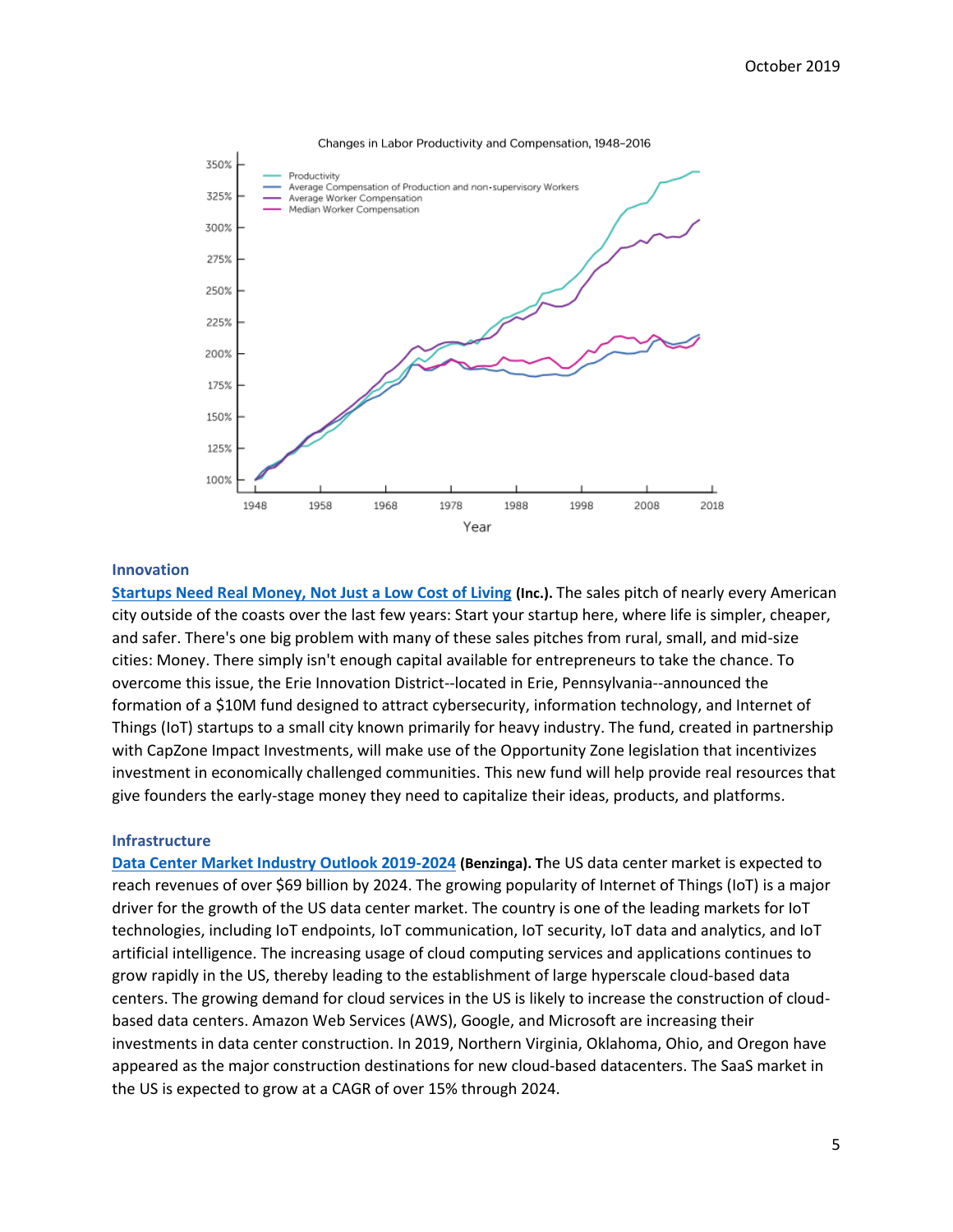Changes in Labor Productivity and Compensation, 1948–2016

### Innovation

**Startups Need Real Money, Not Just a Low Cost of Living (Inc.).** The sales pitch of nearly every American city outside of the coasts over the last few years: Start your startup here, where life is simpler, cheaper, and safer. There's one big problem with many of these sales pitches from rural, small, and mid-size cities: Money. There simply isn't enough capital available for entrepreneurs to take the chance. To overcome this issue, the Erie Innovation District--located in Erie, Pennsylvania--announced the formation of a $10M fund designed to attract cybersecurity, information technology, and Internet of Things (IoT) startups to a small city known primarily for heavy industry. The fund, created in partnership with CapZone Impact Investments, will make use of the Opportunity Zone legislation that incentivizes investment in economically challenged communities. This new fund will help provide real resources that give founders the early-stage money they need to capitalize their ideas, products, and platforms.

### Infrastructure

**Data Center Market Industry Outlook 2019-2024 (Benzinga).** The US data center market is expected to reach revenues of over $69 billion by 2024. The growing popularity of Internet of Things (IoT) is a major driver for the growth of the US data center market. The country is one of the leading markets for IoT technologies, including IoT endpoints, IoT communication, IoT security, IoT data and analytics, and IoT artificial intelligence. The increasing usage of cloud computing services and applications continues to grow rapidly in the US, thereby leading to the establishment of large hyperscale cloud-based data centers. The growing demand for cloud services in the US is likely to increase the construction of cloud-based data centers. Amazon Web Services (AWS), Google, and Microsoft are increasing their investments in data center construction. In 2019, Northern Virginia, Oklahoma, Ohio, and Oregon have appeared as the major construction destinations for new cloud-based datacenters. The SaaS market in the US is expected to grow at a CAGR of over 15% through 2024.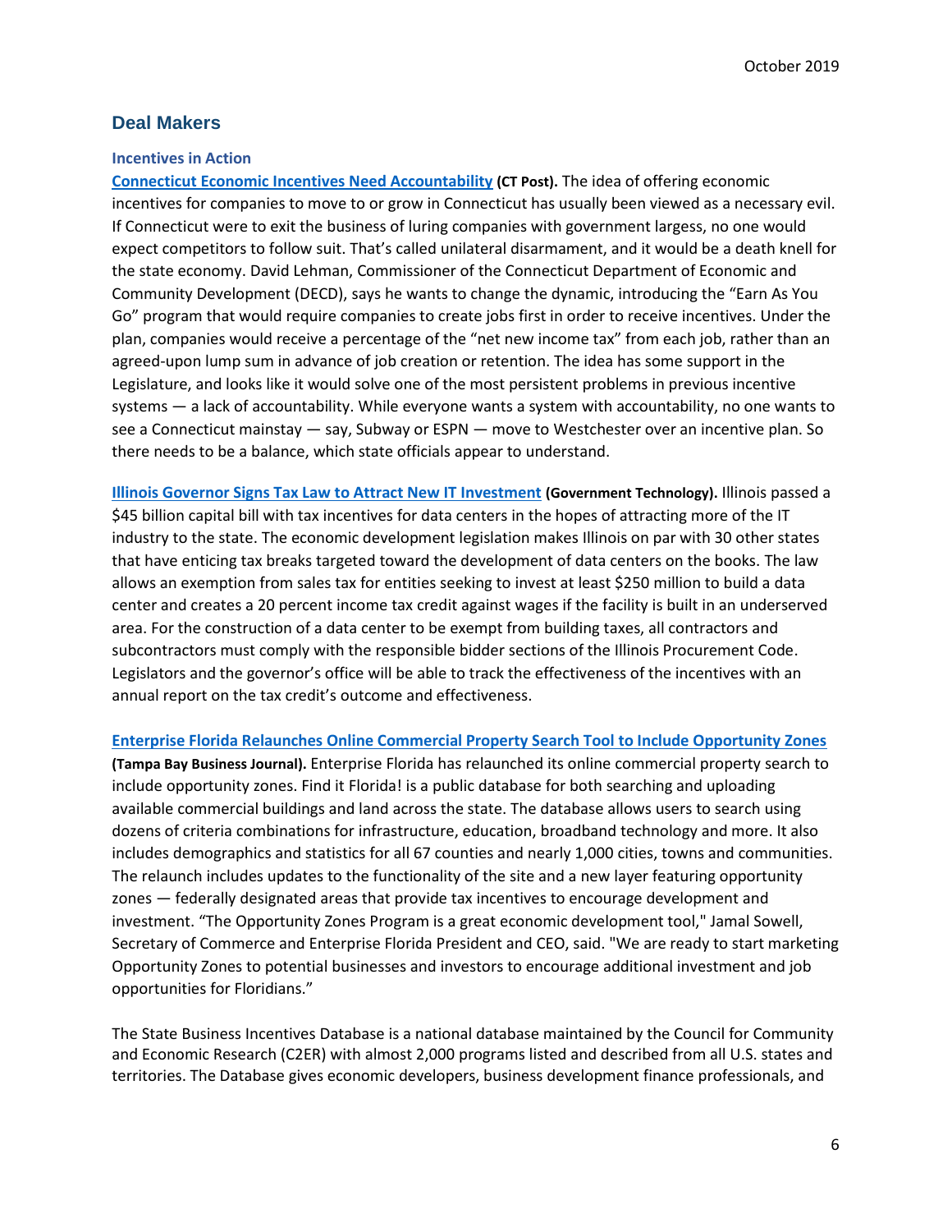## Deal Makers

### Incentives in Action

**Connecticut Economic Incentives Need Accountability (CT Post).** The idea of offering economic incentives for companies to move to or grow in Connecticut has usually been viewed as a necessary evil. If Connecticut were to exit the business of luring companies with government largess, no one would expect competitors to follow suit. That's called unilateral disarmament, and it would be a death knell for the state economy. David Lehman, Commissioner of the Connecticut Department of Economic and Community Development (DECD), says he wants to change the dynamic, introducing the "Earn As You Go" program that would require companies to create jobs first in order to receive incentives. Under the plan, companies would receive a percentage of the "net new income tax" from each job, rather than an agreed-upon lump sum in advance of job creation or retention. The idea has some support in the Legislature, and looks like it would solve one of the most persistent problems in previous incentive systems — a lack of accountability. While everyone wants a system with accountability, no one wants to see a Connecticut mainstay — say, Subway or ESPN — move to Westchester over an incentive plan. So there needs to be a balance, which state officials appear to understand.

**Illinois Governor Signs Tax Law to Attract New IT Investment (Government Technology).** Illinois passed a $45 billion capital bill with tax incentives for data centers in the hopes of attracting more of the IT industry to the state. The economic development legislation makes Illinois on par with 30 other states that have enticing tax breaks targeted toward the development of data centers on the books. The law allows an exemption from sales tax for entities seeking to invest at least $250 million to build a data center and creates a 20 percent income tax credit against wages if the facility is built in an underserved area. For the construction of a data center to be exempt from building taxes, all contractors and subcontractors must comply with the responsible bidder sections of the Illinois Procurement Code. Legislators and the governor's office will be able to track the effectiveness of the incentives with an annual report on the tax credit's outcome and effectiveness.

**Enterprise Florida Relaunches Online Commercial Property Search Tool to Include Opportunity Zones (Tampa Bay Business Journal).** Enterprise Florida has relaunched its online commercial property search to include opportunity zones. Find it Florida! is a public database for both searching and uploading available commercial buildings and land across the state. The database allows users to search using dozens of criteria combinations for infrastructure, education, broadband technology and more. It also includes demographics and statistics for all 67 counties and nearly 1,000 cities, towns and communities. The relaunch includes updates to the functionality of the site and a new layer featuring opportunity zones — federally designated areas that provide tax incentives to encourage development and investment. "The Opportunity Zones Program is a great economic development tool," Jamal Sowell, Secretary of Commerce and Enterprise Florida President and CEO, said. "We are ready to start marketing Opportunity Zones to potential businesses and investors to encourage additional investment and job opportunities for Floridians."

The State Business Incentives Database is a national database maintained by the Council for Community and Economic Research (C2ER) with almost 2,000 programs listed and described from all U.S. states and territories. The Database gives economic developers, business development finance professionals, and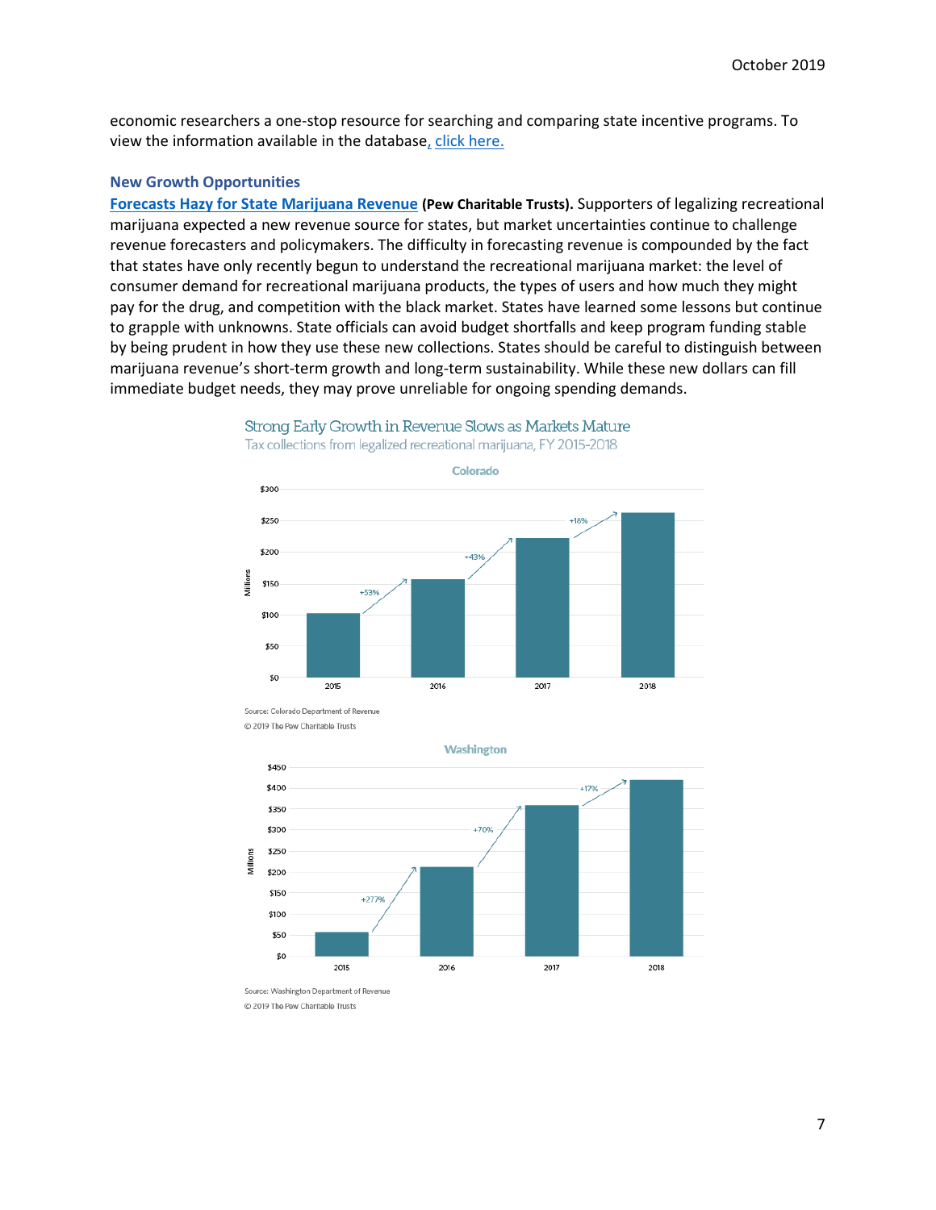economic researchers a one-stop resource for searching and comparing state incentive programs. To view the information available in the database, click here.

### New Growth Opportunities

**Forecasts Hazy for State Marijuana Revenue (Pew Charitable Trusts).** Supporters of legalizing recreational marijuana expected a new revenue source for states, but market uncertainties continue to challenge revenue forecasters and policymakers. The difficulty in forecasting revenue is compounded by the fact that states have only recently begun to understand the recreational marijuana market: the level of consumer demand for recreational marijuana products, the types of users and how much they might pay for the drug, and competition with the black market. States have learned some lessons but continue to grapple with unknowns. State officials can avoid budget shortfalls and keep program funding stable by being prudent in how they use these new collections. States should be careful to distinguish between marijuana revenue's short-term growth and long-term sustainability. While these new dollars can fill immediate budget needs, they may prove unreliable for ongoing spending demands.

Strong Early Growth in Revenue Slows as Markets Mature

Tax collections from legalized recreational marijuana, FY 2015-2018

Colorado

Source: Colorado Department of Revenue

© 2019 The Pew Charitable Trusts

Washington

Source: Washington Department of Revenue

© 2019 The Pew Charitable Trusts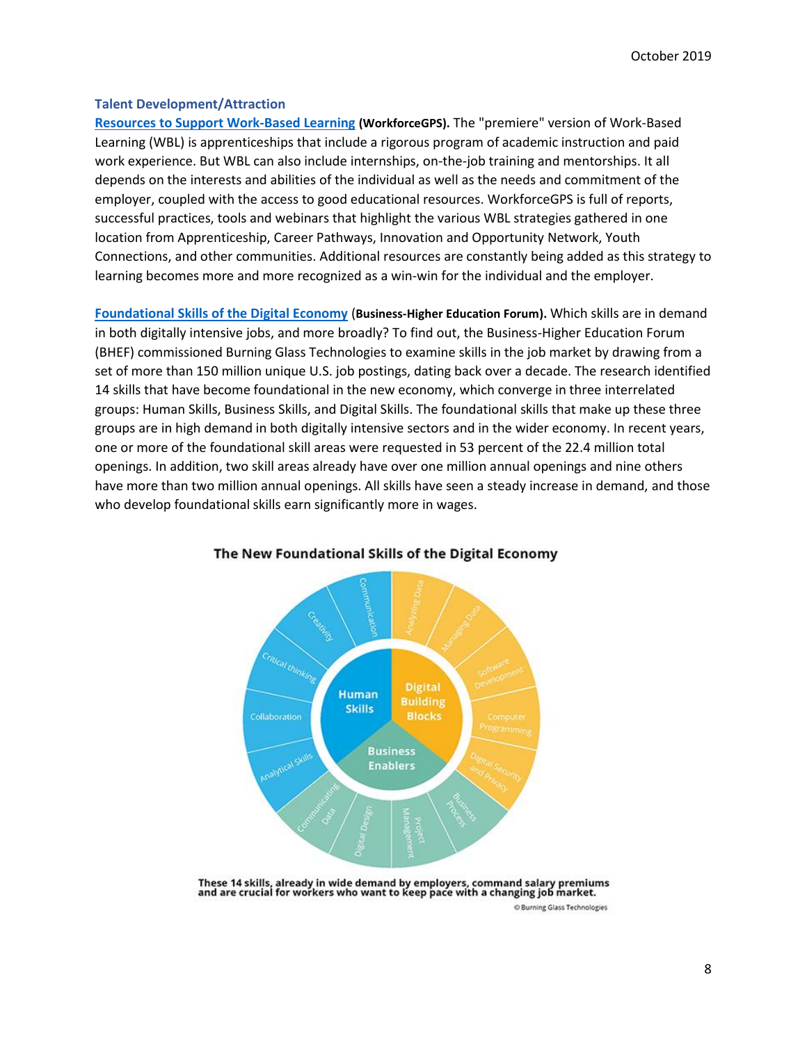### Talent Development/Attraction

**[Resources to Support Work-Based Learning](#) (WorkforceGPS).** The "premiere" version of Work-Based Learning (WBL) is apprenticeships that include a rigorous program of academic instruction and paid work experience. But WBL can also include internships, on-the-job training and mentorships. It all depends on the interests and abilities of the individual as well as the needs and commitment of the employer, coupled with the access to good educational resources. WorkforceGPS is full of reports, successful practices, tools and webinars that highlight the various WBL strategies gathered in one location from Apprenticeship, Career Pathways, Innovation and Opportunity Network, Youth Connections, and other communities. Additional resources are constantly being added as this strategy to learning becomes more and more recognized as a win-win for the individual and the employer.

**[Foundational Skills of the Digital Economy](#) (Business-Higher Education Forum).** Which skills are in demand in both digitally intensive jobs, and more broadly? To find out, the Business-Higher Education Forum (BHEF) commissioned Burning Glass Technologies to examine skills in the job market by drawing from a set of more than 150 million unique U.S. job postings, dating back over a decade. The research identified 14 skills that have become foundational in the new economy, which converge in three interrelated groups: Human Skills, Business Skills, and Digital Skills. The foundational skills that make up these three groups are in high demand in both digitally intensive sectors and in the wider economy. In recent years, one or more of the foundational skill areas were requested in 53 percent of the 22.4 million total openings. In addition, two skill areas already have over one million annual openings and nine others have more than two million annual openings. All skills have seen a steady increase in demand, and those who develop foundational skills earn significantly more in wages.

**The New Foundational Skills of the Digital Economy**

- **Human Skills:** Communication, Creativity, Critical thinking, Collaboration, Analytical Skills
- **Digital Building Blocks:** Analyzing Data, Managing Data, Software Development, Computer Programming, Digital Security and Privacy
- **Business Enablers:** Business Process, Project Management, Digital Design, Communicating Data

These 14 skills, already in wide demand by employers, command salary premiums and are crucial for workers who want to keep pace with a changing job market.

© Burning Glass Technologies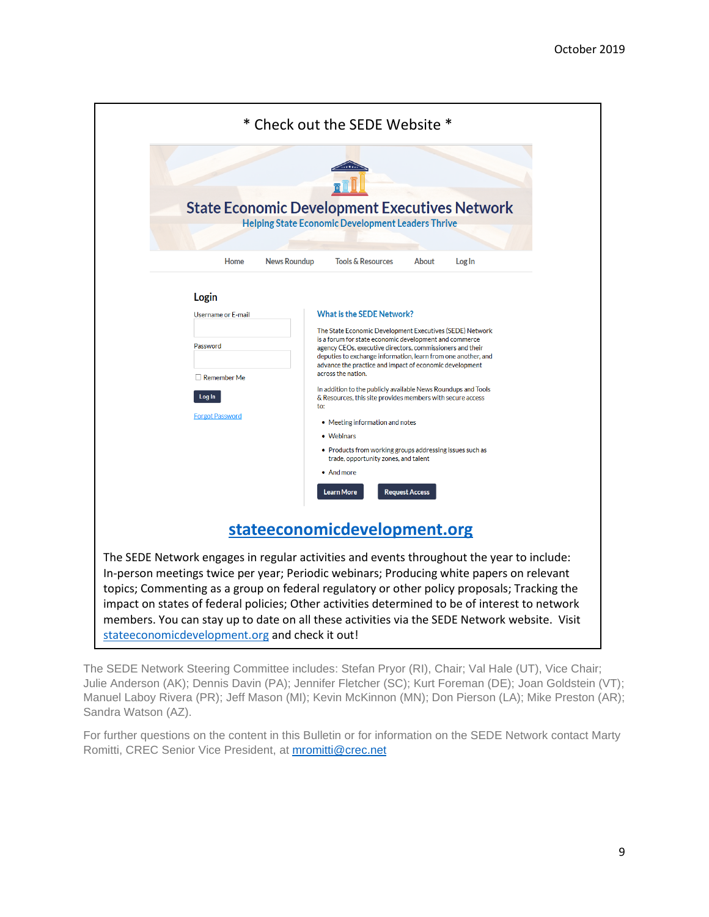October 2019

\* Check out the SEDE Website \*

State Economic Development Executives Network

Helping State Economic Development Leaders Thrive

Home News Roundup Tools & Resources About Log In

**Login**

Username or E-mail

Password

☐ Remember Me

Log In

Forgot Password

**What is the SEDE Network?**

The State Economic Development Executives (SEDE) Network is a forum for state economic development and commerce agency CEOs, executive directors, commissioners and their deputies to exchange information, learn from one another, and advance the practice and impact of economic development across the nation.

In addition to the publicly available News Roundups and Tools & Resources, this site provides members with secure access to:

- Meeting information and notes
- Webinars
- Products from working groups addressing issues such as trade, opportunity zones, and talent
- And more

Learn More Request Access

**stateeconomicdevelopment.org**

The SEDE Network engages in regular activities and events throughout the year to include: In-person meetings twice per year; Periodic webinars; Producing white papers on relevant topics; Commenting as a group on federal regulatory or other policy proposals; Tracking the impact on states of federal policies; Other activities determined to be of interest to network members. You can stay up to date on all these activities via the SEDE Network website. Visit stateeconomicdevelopment.org and check it out!

The SEDE Network Steering Committee includes: Stefan Pryor (RI), Chair; Val Hale (UT), Vice Chair; Julie Anderson (AK); Dennis Davin (PA); Jennifer Fletcher (SC); Kurt Foreman (DE); Joan Goldstein (VT); Manuel Laboy Rivera (PR); Jeff Mason (MI); Kevin McKinnon (MN); Don Pierson (LA); Mike Preston (AR); Sandra Watson (AZ).

For further questions on the content in this Bulletin or for information on the SEDE Network contact Marty Romitti, CREC Senior Vice President, at mromitti@crec.net